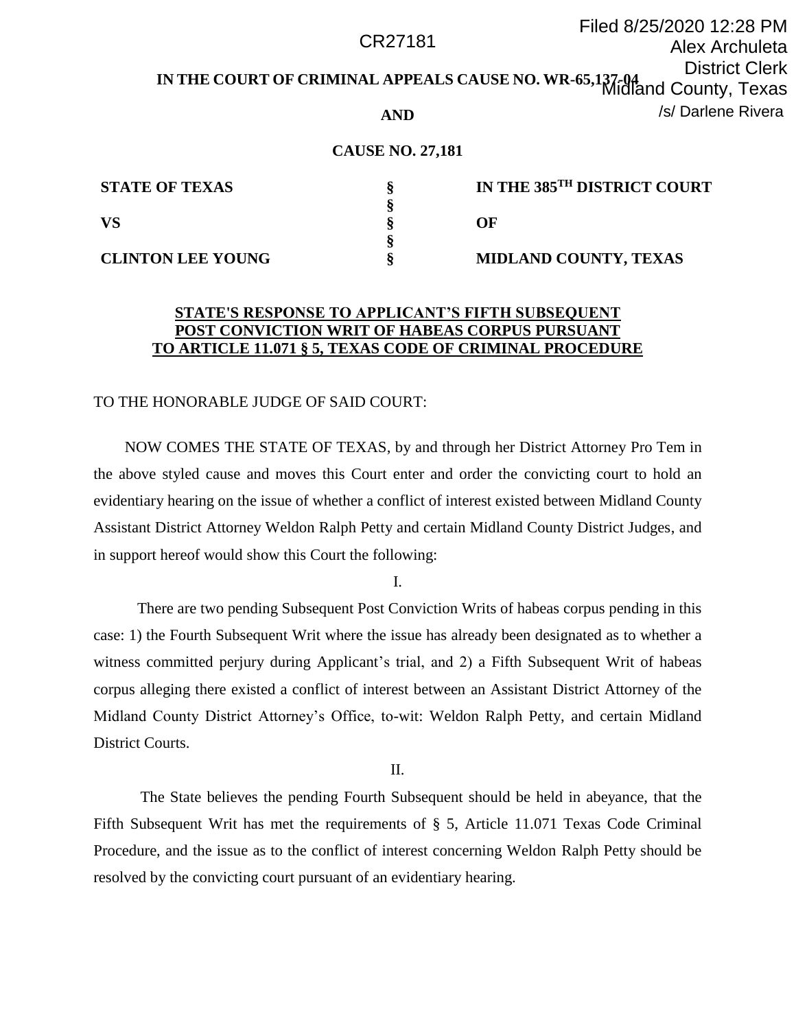Filed 8/25/2020 12:28 PM
Alex Archuleta
District Clerk
Midland County, Texas
/s/ Darlene Rivera

CR27181

**IN THE COURT OF CRIMINAL APPEALS CAUSE NO. WR-65,137-04**

**AND**

**CAUSE NO. 27,181**

| | | |
|---|---|---|
| **STATE OF TEXAS** | **§** | **IN THE 385TH DISTRICT COURT** |
| | **§** | |
| **VS** | **§** | **OF** |
| | **§** | |
| **CLINTON LEE YOUNG** | **§** | **MIDLAND COUNTY, TEXAS** |

**STATE'S RESPONSE TO APPLICANT'S FIFTH SUBSEQUENT POST CONVICTION WRIT OF HABEAS CORPUS PURSUANT TO ARTICLE 11.071 § 5, TEXAS CODE OF CRIMINAL PROCEDURE**

TO THE HONORABLE JUDGE OF SAID COURT:

NOW COMES THE STATE OF TEXAS, by and through her District Attorney Pro Tem in the above styled cause and moves this Court enter and order the convicting court to hold an evidentiary hearing on the issue of whether a conflict of interest existed between Midland County Assistant District Attorney Weldon Ralph Petty and certain Midland County District Judges, and in support hereof would show this Court the following:

I.

There are two pending Subsequent Post Conviction Writs of habeas corpus pending in this case: 1) the Fourth Subsequent Writ where the issue has already been designated as to whether a witness committed perjury during Applicant's trial, and 2) a Fifth Subsequent Writ of habeas corpus alleging there existed a conflict of interest between an Assistant District Attorney of the Midland County District Attorney's Office, to-wit: Weldon Ralph Petty, and certain Midland District Courts.

II.

The State believes the pending Fourth Subsequent should be held in abeyance, that the Fifth Subsequent Writ has met the requirements of § 5, Article 11.071 Texas Code Criminal Procedure, and the issue as to the conflict of interest concerning Weldon Ralph Petty should be resolved by the convicting court pursuant of an evidentiary hearing.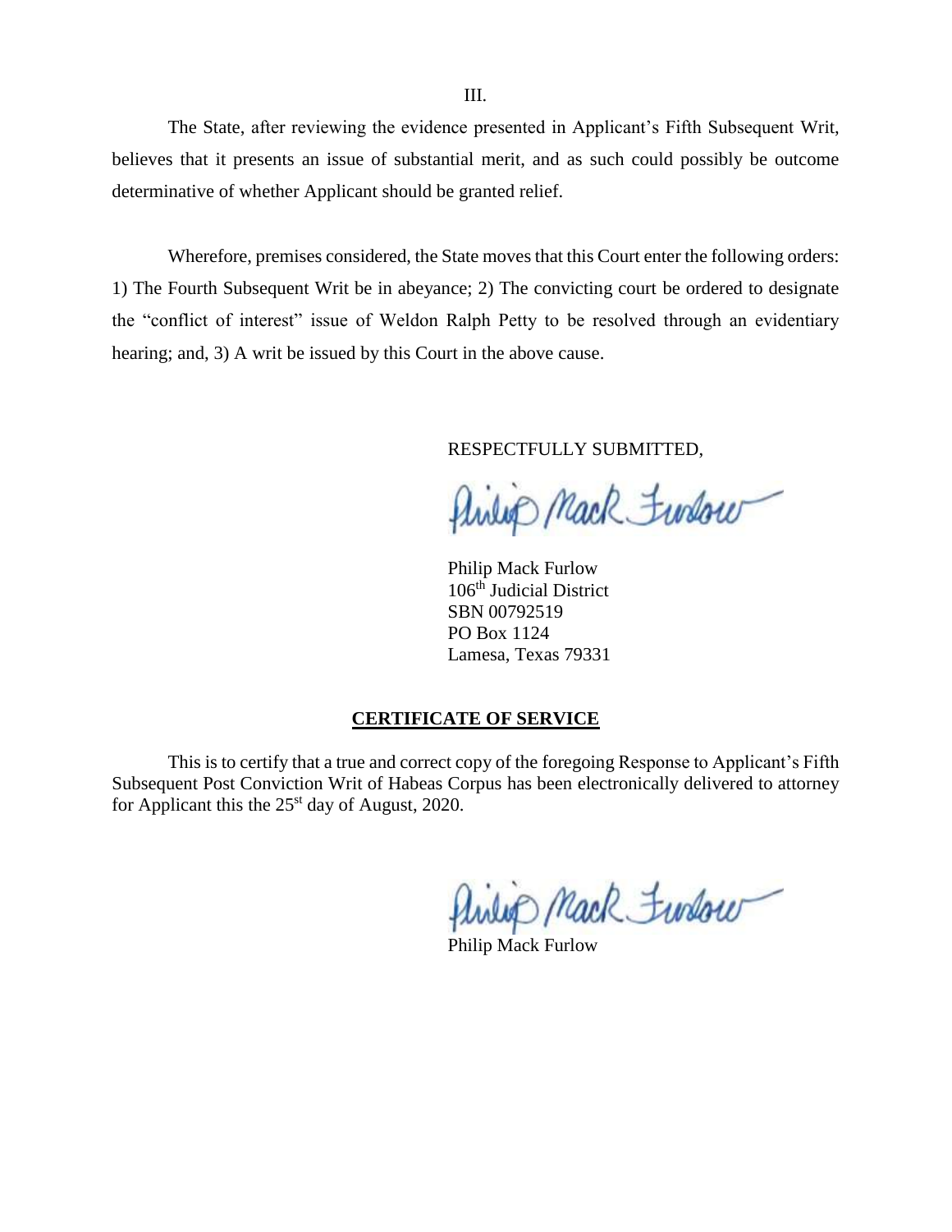III.

The State, after reviewing the evidence presented in Applicant's Fifth Subsequent Writ, believes that it presents an issue of substantial merit, and as such could possibly be outcome determinative of whether Applicant should be granted relief.

Wherefore, premises considered, the State moves that this Court enter the following orders: 1) The Fourth Subsequent Writ be in abeyance; 2) The convicting court be ordered to designate the "conflict of interest" issue of Weldon Ralph Petty to be resolved through an evidentiary hearing; and, 3) A writ be issued by this Court in the above cause.

RESPECTFULLY SUBMITTED,

Philip Mack Furlow
106th Judicial District
SBN 00792519
PO Box 1124
Lamesa, Texas 79331

## CERTIFICATE OF SERVICE

This is to certify that a true and correct copy of the foregoing Response to Applicant's Fifth Subsequent Post Conviction Writ of Habeas Corpus has been electronically delivered to attorney for Applicant this the 25st day of August, 2020.

Philip Mack Furlow